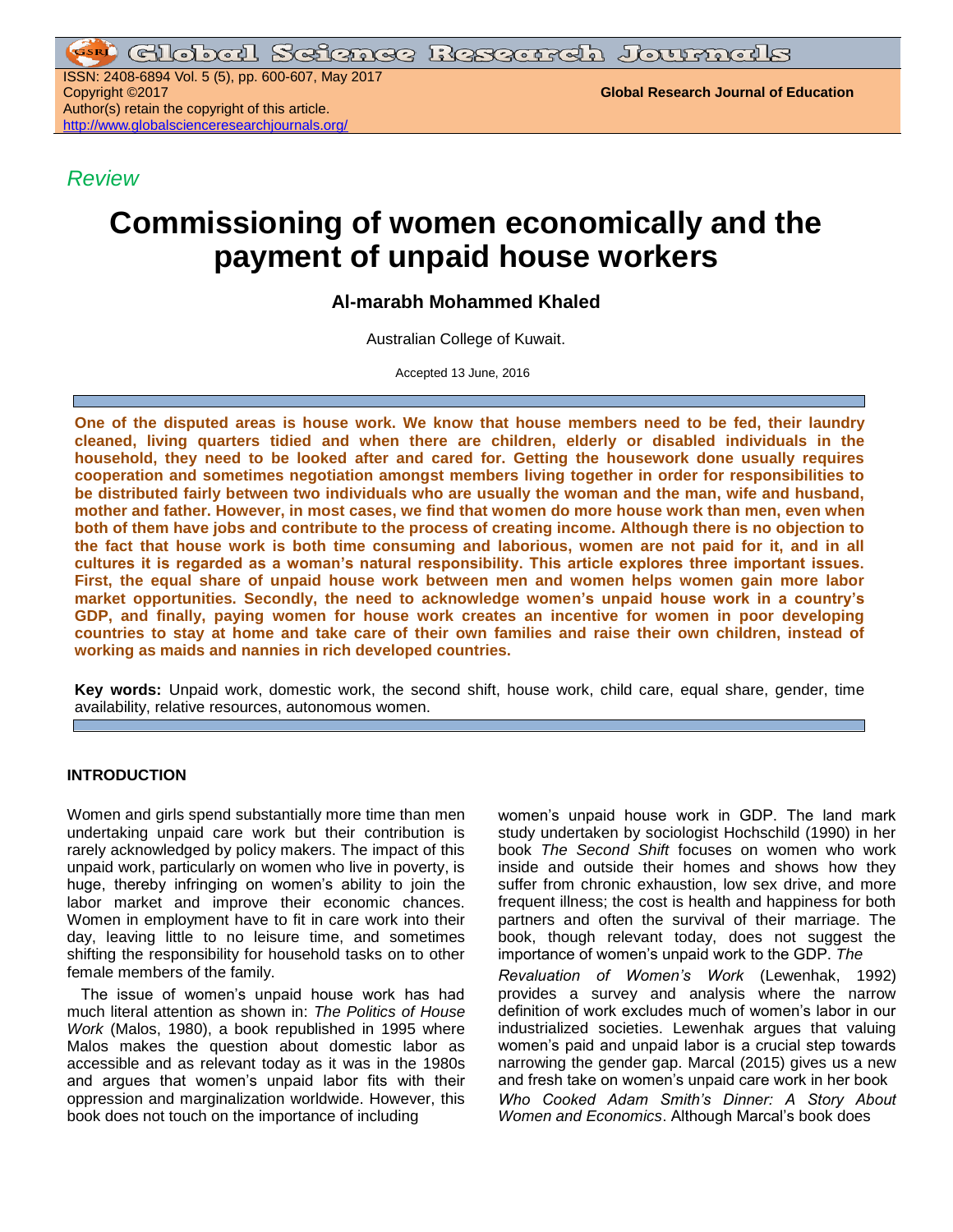ISSN: 2408-6894 Vol. 5 (5), pp. 600-607, May 2017
Copyright ©2017
Author(s) retain the copyright of this article.
http://www.globalscienceresearchjournals.org/

**Global Research Journal of Education**

*Review*

# Commissioning of women economically and the payment of unpaid house workers

**Al-marabh Mohammed Khaled**

Australian College of Kuwait.

Accepted 13 June, 2016

**One of the disputed areas is house work. We know that house members need to be fed, their laundry cleaned, living quarters tidied and when there are children, elderly or disabled individuals in the household, they need to be looked after and cared for. Getting the housework done usually requires cooperation and sometimes negotiation amongst members living together in order for responsibilities to be distributed fairly between two individuals who are usually the woman and the man, wife and husband, mother and father. However, in most cases, we find that women do more house work than men, even when both of them have jobs and contribute to the process of creating income. Although there is no objection to the fact that house work is both time consuming and laborious, women are not paid for it, and in all cultures it is regarded as a woman's natural responsibility. This article explores three important issues. First, the equal share of unpaid house work between men and women helps women gain more labor market opportunities. Secondly, the need to acknowledge women's unpaid house work in a country's GDP, and finally, paying women for house work creates an incentive for women in poor developing countries to stay at home and take care of their own families and raise their own children, instead of working as maids and nannies in rich developed countries.**

**Key words:** Unpaid work, domestic work, the second shift, house work, child care, equal share, gender, time availability, relative resources, autonomous women.

## INTRODUCTION

Women and girls spend substantially more time than men undertaking unpaid care work but their contribution is rarely acknowledged by policy makers. The impact of this unpaid work, particularly on women who live in poverty, is huge, thereby infringing on women's ability to join the labor market and improve their economic chances. Women in employment have to fit in care work into their day, leaving little to no leisure time, and sometimes shifting the responsibility for household tasks on to other female members of the family.

The issue of women's unpaid house work has had much literal attention as shown in: *The Politics of House Work* (Malos, 1980), a book republished in 1995 where Malos makes the question about domestic labor as accessible and as relevant today as it was in the 1980s and argues that women's unpaid labor fits with their oppression and marginalization worldwide. However, this book does not touch on the importance of including women's unpaid house work in GDP. The land mark study undertaken by sociologist Hochschild (1990) in her book *The Second Shift* focuses on women who work inside and outside their homes and shows how they suffer from chronic exhaustion, low sex drive, and more frequent illness; the cost is health and happiness for both partners and often the survival of their marriage. The book, though relevant today, does not suggest the importance of women's unpaid work to the GDP. *The Revaluation of Women's Work* (Lewenhak, 1992) provides a survey and analysis where the narrow definition of work excludes much of women's labor in our industrialized societies. Lewenhak argues that valuing women's paid and unpaid labor is a crucial step towards narrowing the gender gap. Marcal (2015) gives us a new and fresh take on women's unpaid care work in her book *Who Cooked Adam Smith's Dinner: A Story About Women and Economics*. Although Marcal's book does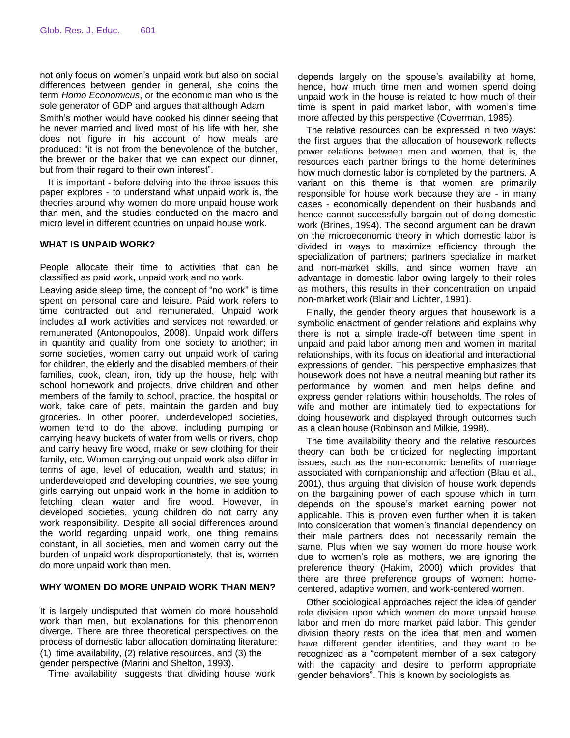not only focus on women's unpaid work but also on social differences between gender in general, she coins the term *Homo Economicus*, or the economic man who is the sole generator of GDP and argues that although Adam Smith's mother would have cooked his dinner seeing that he never married and lived most of his life with her, she does not figure in his account of how meals are produced: "it is not from the benevolence of the butcher, the brewer or the baker that we can expect our dinner, but from their regard to their own interest".

It is important - before delving into the three issues this paper explores - to understand what unpaid work is, the theories around why women do more unpaid house work than men, and the studies conducted on the macro and micro level in different countries on unpaid house work.

## WHAT IS UNPAID WORK?

People allocate their time to activities that can be classified as paid work, unpaid work and no work.

Leaving aside sleep time, the concept of "no work" is time spent on personal care and leisure. Paid work refers to time contracted out and remunerated. Unpaid work includes all work activities and services not rewarded or remunerated (Antonopoulos, 2008). Unpaid work differs in quantity and quality from one society to another; in some societies, women carry out unpaid work of caring for children, the elderly and the disabled members of their families, cook, clean, iron, tidy up the house, help with school homework and projects, drive children and other members of the family to school, practice, the hospital or work, take care of pets, maintain the garden and buy groceries. In other poorer, underdeveloped societies, women tend to do the above, including pumping or carrying heavy buckets of water from wells or rivers, chop and carry heavy fire wood, make or sew clothing for their family, etc. Women carrying out unpaid work also differ in terms of age, level of education, wealth and status; in underdeveloped and developing countries, we see young girls carrying out unpaid work in the home in addition to fetching clean water and fire wood. However, in developed societies, young children do not carry any work responsibility. Despite all social differences around the world regarding unpaid work, one thing remains constant, in all societies, men and women carry out the burden of unpaid work disproportionately, that is, women do more unpaid work than men.

## WHY WOMEN DO MORE UNPAID WORK THAN MEN?

It is largely undisputed that women do more household work than men, but explanations for this phenomenon diverge. There are three theoretical perspectives on the process of domestic labor allocation dominating literature: (1) time availability, (2) relative resources, and (3) the gender perspective (Marini and Shelton, 1993).

Time availability suggests that dividing house work depends largely on the spouse's availability at home, hence, how much time men and women spend doing unpaid work in the house is related to how much of their time is spent in paid market labor, with women's time more affected by this perspective (Coverman, 1985).

The relative resources can be expressed in two ways: the first argues that the allocation of housework reflects power relations between men and women, that is, the resources each partner brings to the home determines how much domestic labor is completed by the partners. A variant on this theme is that women are primarily responsible for house work because they are - in many cases - economically dependent on their husbands and hence cannot successfully bargain out of doing domestic work (Brines, 1994). The second argument can be drawn on the microeconomic theory in which domestic labor is divided in ways to maximize efficiency through the specialization of partners; partners specialize in market and non-market skills, and since women have an advantage in domestic labor owing largely to their roles as mothers, this results in their concentration on unpaid non-market work (Blair and Lichter, 1991).

Finally, the gender theory argues that housework is a symbolic enactment of gender relations and explains why there is not a simple trade-off between time spent in unpaid and paid labor among men and women in marital relationships, with its focus on ideational and interactional expressions of gender. This perspective emphasizes that housework does not have a neutral meaning but rather its performance by women and men helps define and express gender relations within households. The roles of wife and mother are intimately tied to expectations for doing housework and displayed through outcomes such as a clean house (Robinson and Milkie, 1998).

The time availability theory and the relative resources theory can both be criticized for neglecting important issues, such as the non-economic benefits of marriage associated with companionship and affection (Blau et al., 2001), thus arguing that division of house work depends on the bargaining power of each spouse which in turn depends on the spouse's market earning power not applicable. This is proven even further when it is taken into consideration that women's financial dependency on their male partners does not necessarily remain the same. Plus when we say women do more house work due to women's role as mothers, we are ignoring the preference theory (Hakim, 2000) which provides that there are three preference groups of women: home-centered, adaptive women, and work-centered women.

Other sociological approaches reject the idea of gender role division upon which women do more unpaid house labor and men do more market paid labor. This gender division theory rests on the idea that men and women have different gender identities, and they want to be recognized as a "competent member of a sex category with the capacity and desire to perform appropriate gender behaviors". This is known by sociologists as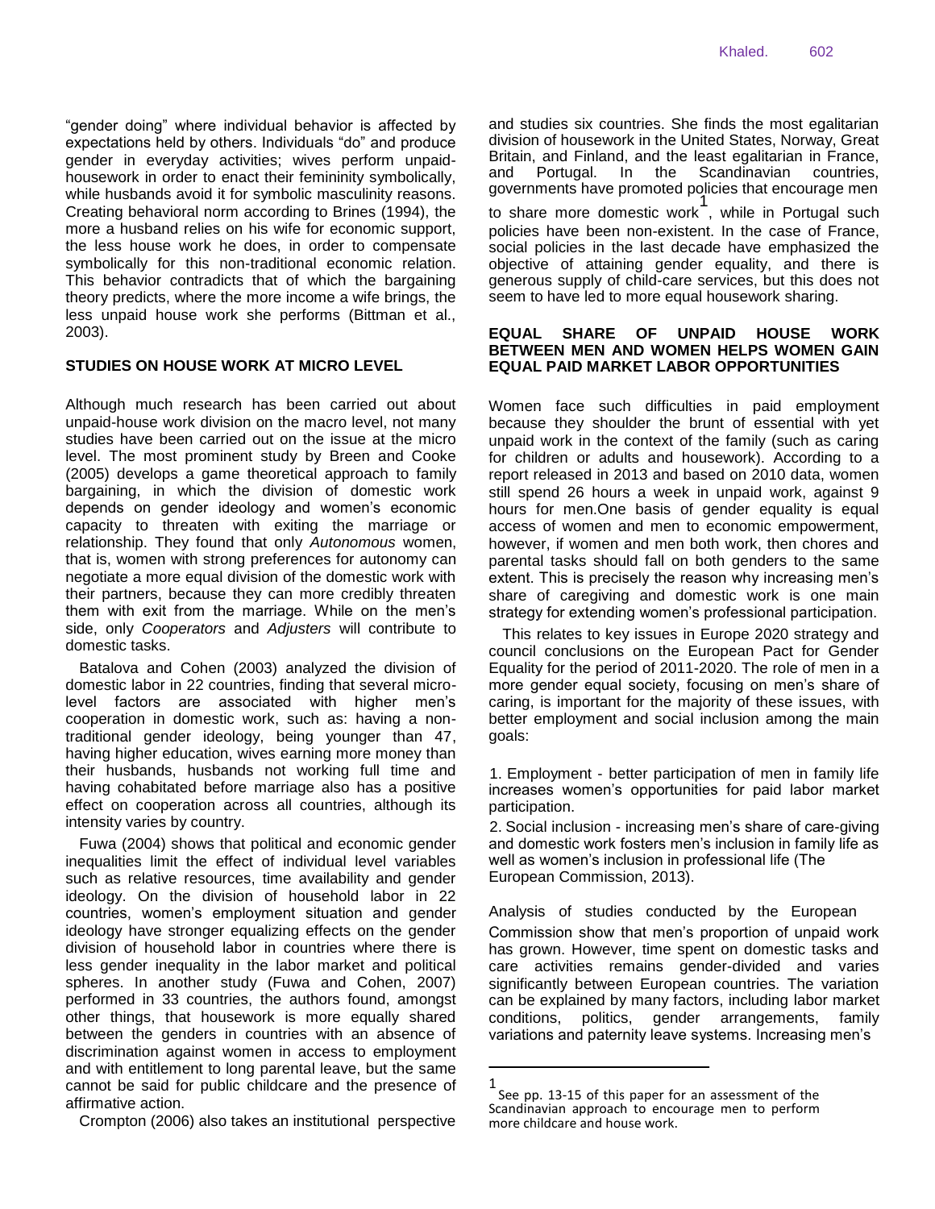"gender doing" where individual behavior is affected by expectations held by others. Individuals "do" and produce gender in everyday activities; wives perform unpaid-housework in order to enact their femininity symbolically, while husbands avoid it for symbolic masculinity reasons. Creating behavioral norm according to Brines (1994), the more a husband relies on his wife for economic support, the less house work he does, in order to compensate symbolically for this non-traditional economic relation. This behavior contradicts that of which the bargaining theory predicts, where the more income a wife brings, the less unpaid house work she performs (Bittman et al., 2003).

## STUDIES ON HOUSE WORK AT MICRO LEVEL

Although much research has been carried out about unpaid-house work division on the macro level, not many studies have been carried out on the issue at the micro level. The most prominent study by Breen and Cooke (2005) develops a game theoretical approach to family bargaining, in which the division of domestic work depends on gender ideology and women's economic capacity to threaten with exiting the marriage or relationship. They found that only *Autonomous* women, that is, women with strong preferences for autonomy can negotiate a more equal division of the domestic work with their partners, because they can more credibly threaten them with exit from the marriage. While on the men's side, only *Cooperators* and *Adjusters* will contribute to domestic tasks.

Batalova and Cohen (2003) analyzed the division of domestic labor in 22 countries, finding that several micro-level factors are associated with higher men's cooperation in domestic work, such as: having a non-traditional gender ideology, being younger than 47, having higher education, wives earning more money than their husbands, husbands not working full time and having cohabitated before marriage also has a positive effect on cooperation across all countries, although its intensity varies by country.

Fuwa (2004) shows that political and economic gender inequalities limit the effect of individual level variables such as relative resources, time availability and gender ideology. On the division of household labor in 22 countries, women's employment situation and gender ideology have stronger equalizing effects on the gender division of household labor in countries where there is less gender inequality in the labor market and political spheres. In another study (Fuwa and Cohen, 2007) performed in 33 countries, the authors found, amongst other things, that housework is more equally shared between the genders in countries with an absence of discrimination against women in access to employment and with entitlement to long parental leave, but the same cannot be said for public childcare and the presence of affirmative action.

Crompton (2006) also takes an institutional perspective and studies six countries. She finds the most egalitarian division of housework in the United States, Norway, Great Britain, and Finland, and the least egalitarian in France, and Portugal. In the Scandinavian countries, governments have promoted policies that encourage men to share more domestic work[1], while in Portugal such policies have been non-existent. In the case of France, social policies in the last decade have emphasized the objective of attaining gender equality, and there is generous supply of child-care services, but this does not seem to have led to more equal housework sharing.

## EQUAL SHARE OF UNPAID HOUSE WORK BETWEEN MEN AND WOMEN HELPS WOMEN GAIN EQUAL PAID MARKET LABOR OPPORTUNITIES

Women face such difficulties in paid employment because they shoulder the brunt of essential with yet unpaid work in the context of the family (such as caring for children or adults and housework). According to a report released in 2013 and based on 2010 data, women still spend 26 hours a week in unpaid work, against 9 hours for men.One basis of gender equality is equal access of women and men to economic empowerment, however, if women and men both work, then chores and parental tasks should fall on both genders to the same extent. This is precisely the reason why increasing men's share of caregiving and domestic work is one main strategy for extending women's professional participation.

This relates to key issues in Europe 2020 strategy and council conclusions on the European Pact for Gender Equality for the period of 2011-2020. The role of men in a more gender equal society, focusing on men's share of caring, is important for the majority of these issues, with better employment and social inclusion among the main goals:

1. Employment - better participation of men in family life increases women's opportunities for paid labor market participation.
2. Social inclusion - increasing men's share of care-giving and domestic work fosters men's inclusion in family life as well as women's inclusion in professional life (The European Commission, 2013).

Analysis of studies conducted by the European Commission show that men's proportion of unpaid work has grown. However, time spent on domestic tasks and care activities remains gender-divided and varies significantly between European countries. The variation can be explained by many factors, including labor market conditions, politics, gender arrangements, family variations and paternity leave systems. Increasing men's

[1] See pp. 13-15 of this paper for an assessment of the Scandinavian approach to encourage men to perform more childcare and house work.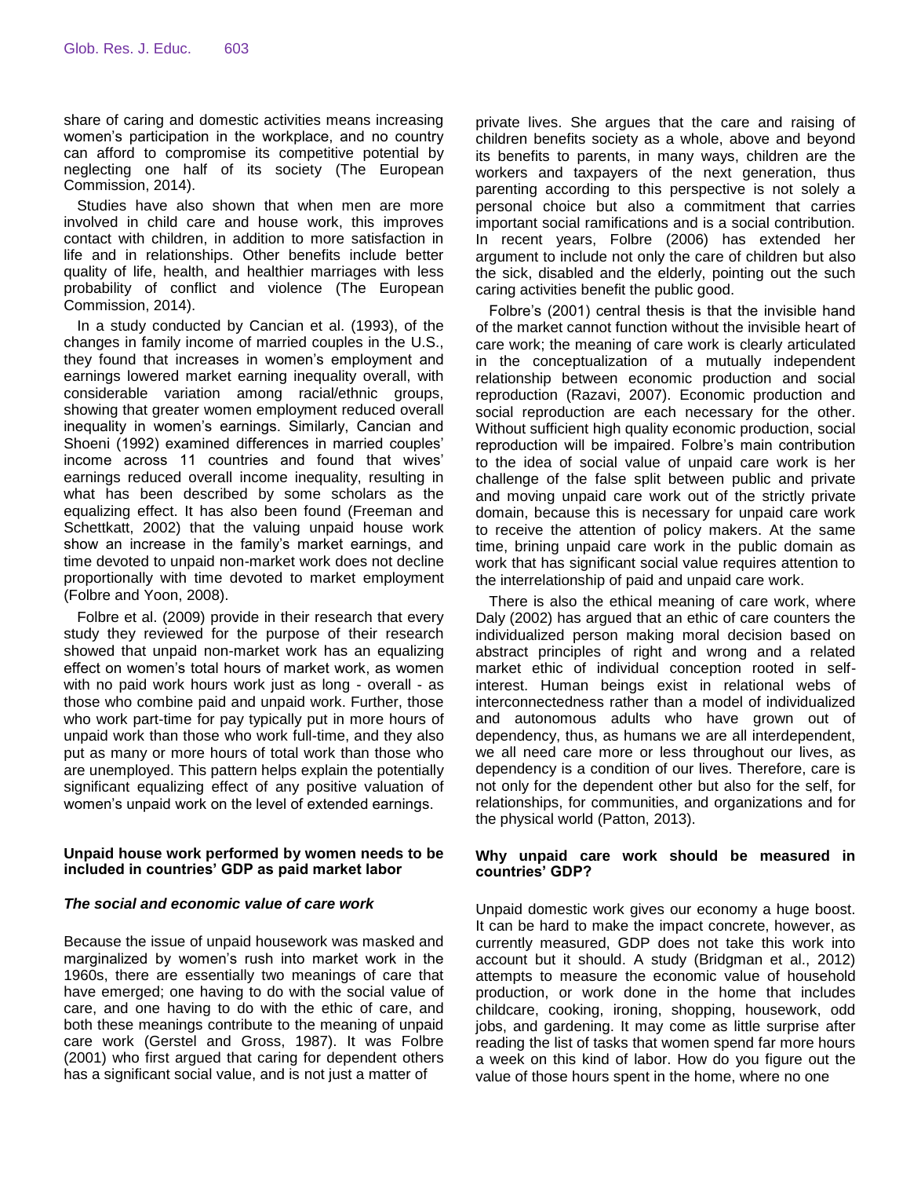share of caring and domestic activities means increasing women's participation in the workplace, and no country can afford to compromise its competitive potential by neglecting one half of its society (The European Commission, 2014).

Studies have also shown that when men are more involved in child care and house work, this improves contact with children, in addition to more satisfaction in life and in relationships. Other benefits include better quality of life, health, and healthier marriages with less probability of conflict and violence (The European Commission, 2014).

In a study conducted by Cancian et al. (1993), of the changes in family income of married couples in the U.S., they found that increases in women's employment and earnings lowered market earning inequality overall, with considerable variation among racial/ethnic groups, showing that greater women employment reduced overall inequality in women's earnings. Similarly, Cancian and Shoeni (1992) examined differences in married couples' income across 11 countries and found that wives' earnings reduced overall income inequality, resulting in what has been described by some scholars as the equalizing effect. It has also been found (Freeman and Schettkatt, 2002) that the valuing unpaid house work show an increase in the family's market earnings, and time devoted to unpaid non-market work does not decline proportionally with time devoted to market employment (Folbre and Yoon, 2008).

Folbre et al. (2009) provide in their research that every study they reviewed for the purpose of their research showed that unpaid non-market work has an equalizing effect on women's total hours of market work, as women with no paid work hours work just as long - overall - as those who combine paid and unpaid work. Further, those who work part-time for pay typically put in more hours of unpaid work than those who work full-time, and they also put as many or more hours of total work than those who are unemployed. This pattern helps explain the potentially significant equalizing effect of any positive valuation of women's unpaid work on the level of extended earnings.

**Unpaid house work performed by women needs to be included in countries' GDP as paid market labor**

***The social and economic value of care work***

Because the issue of unpaid housework was masked and marginalized by women's rush into market work in the 1960s, there are essentially two meanings of care that have emerged; one having to do with the social value of care, and one having to do with the ethic of care, and both these meanings contribute to the meaning of unpaid care work (Gerstel and Gross, 1987). It was Folbre (2001) who first argued that caring for dependent others has a significant social value, and is not just a matter of private lives. She argues that the care and raising of children benefits society as a whole, above and beyond its benefits to parents, in many ways, children are the workers and taxpayers of the next generation, thus parenting according to this perspective is not solely a personal choice but also a commitment that carries important social ramifications and is a social contribution. In recent years, Folbre (2006) has extended her argument to include not only the care of children but also the sick, disabled and the elderly, pointing out the such caring activities benefit the public good.

Folbre's (2001) central thesis is that the invisible hand of the market cannot function without the invisible heart of care work; the meaning of care work is clearly articulated in the conceptualization of a mutually independent relationship between economic production and social reproduction (Razavi, 2007). Economic production and social reproduction are each necessary for the other. Without sufficient high quality economic production, social reproduction will be impaired. Folbre's main contribution to the idea of social value of unpaid care work is her challenge of the false split between public and private and moving unpaid care work out of the strictly private domain, because this is necessary for unpaid care work to receive the attention of policy makers. At the same time, brining unpaid care work in the public domain as work that has significant social value requires attention to the interrelationship of paid and unpaid care work.

There is also the ethical meaning of care work, where Daly (2002) has argued that an ethic of care counters the individualized person making moral decision based on abstract principles of right and wrong and a related market ethic of individual conception rooted in self-interest. Human beings exist in relational webs of interconnectedness rather than a model of individualized and autonomous adults who have grown out of dependency, thus, as humans we are all interdependent, we all need care more or less throughout our lives, as dependency is a condition of our lives. Therefore, care is not only for the dependent other but also for the self, for relationships, for communities, and organizations and for the physical world (Patton, 2013).

**Why unpaid care work should be measured in countries' GDP?**

Unpaid domestic work gives our economy a huge boost. It can be hard to make the impact concrete, however, as currently measured, GDP does not take this work into account but it should. A study (Bridgman et al., 2012) attempts to measure the economic value of household production, or work done in the home that includes childcare, cooking, ironing, shopping, housework, odd jobs, and gardening. It may come as little surprise after reading the list of tasks that women spend far more hours a week on this kind of labor. How do you figure out the value of those hours spent in the home, where no one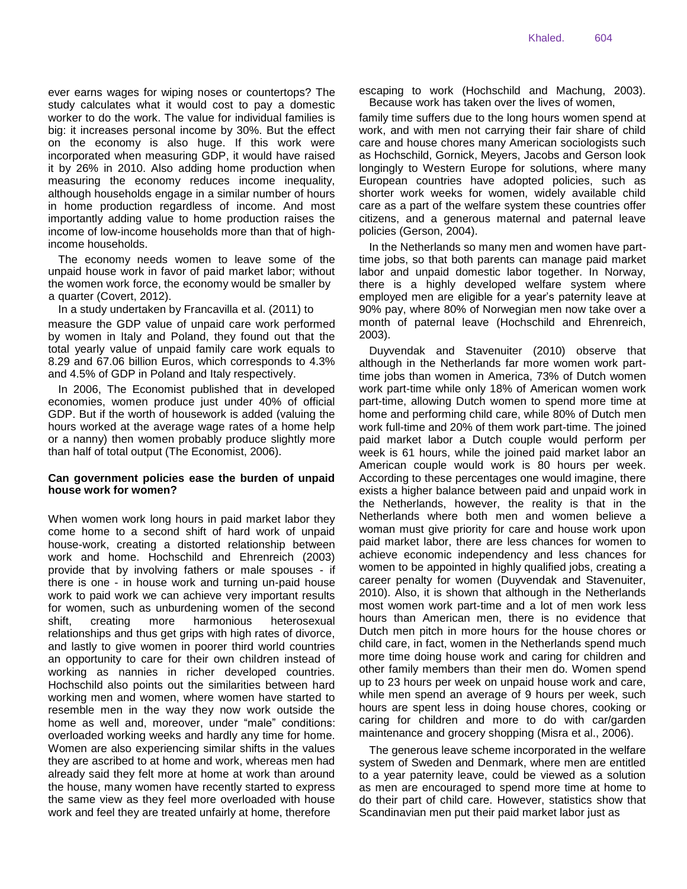ever earns wages for wiping noses or countertops? The study calculates what it would cost to pay a domestic worker to do the work. The value for individual families is big: it increases personal income by 30%. But the effect on the economy is also huge. If this work were incorporated when measuring GDP, it would have raised it by 26% in 2010. Also adding home production when measuring the economy reduces income inequality, although households engage in a similar number of hours in home production regardless of income. And most importantly adding value to home production raises the income of low-income households more than that of high-income households.

The economy needs women to leave some of the unpaid house work in favor of paid market labor; without the women work force, the economy would be smaller by a quarter (Covert, 2012).

In a study undertaken by Francavilla et al. (2011) to measure the GDP value of unpaid care work performed by women in Italy and Poland, they found out that the total yearly value of unpaid family care work equals to 8.29 and 67.06 billion Euros, which corresponds to 4.3% and 4.5% of GDP in Poland and Italy respectively.

In 2006, The Economist published that in developed economies, women produce just under 40% of official GDP. But if the worth of housework is added (valuing the hours worked at the average wage rates of a home help or a nanny) then women probably produce slightly more than half of total output (The Economist, 2006).

**Can government policies ease the burden of unpaid house work for women?**

When women work long hours in paid market labor they come home to a second shift of hard work of unpaid house-work, creating a distorted relationship between work and home. Hochschild and Ehrenreich (2003) provide that by involving fathers or male spouses - if there is one - in house work and turning un-paid house work to paid work we can achieve very important results for women, such as unburdening women of the second shift, creating more harmonious heterosexual relationships and thus get grips with high rates of divorce, and lastly to give women in poorer third world countries an opportunity to care for their own children instead of working as nannies in richer developed countries. Hochschild also points out the similarities between hard working men and women, where women have started to resemble men in the way they now work outside the home as well and, moreover, under "male" conditions: overloaded working weeks and hardly any time for home. Women are also experiencing similar shifts in the values they are ascribed to at home and work, whereas men had already said they felt more at home at work than around the house, many women have recently started to express the same view as they feel more overloaded with house work and feel they are treated unfairly at home, therefore escaping to work (Hochschild and Machung, 2003).

Because work has taken over the lives of women, family time suffers due to the long hours women spend at work, and with men not carrying their fair share of child care and house chores many American sociologists such as Hochschild, Gornick, Meyers, Jacobs and Gerson look longingly to Western Europe for solutions, where many European countries have adopted policies, such as shorter work weeks for women, widely available child care as a part of the welfare system these countries offer citizens, and a generous maternal and paternal leave policies (Gerson, 2004).

In the Netherlands so many men and women have part-time jobs, so that both parents can manage paid market labor and unpaid domestic labor together. In Norway, there is a highly developed welfare system where employed men are eligible for a year's paternity leave at 90% pay, where 80% of Norwegian men now take over a month of paternal leave (Hochschild and Ehrenreich, 2003).

Duyvendak and Stavenuiter (2010) observe that although in the Netherlands far more women work part-time jobs than women in America, 73% of Dutch women work part-time while only 18% of American women work part-time, allowing Dutch women to spend more time at home and performing child care, while 80% of Dutch men work full-time and 20% of them work part-time. The joined paid market labor a Dutch couple would perform per week is 61 hours, while the joined paid market labor an American couple would work is 80 hours per week. According to these percentages one would imagine, there exists a higher balance between paid and unpaid work in the Netherlands, however, the reality is that in the Netherlands where both men and women believe a woman must give priority for care and house work upon paid market labor, there are less chances for women to achieve economic independency and less chances for women to be appointed in highly qualified jobs, creating a career penalty for women (Duyvendak and Stavenuiter, 2010). Also, it is shown that although in the Netherlands most women work part-time and a lot of men work less hours than American men, there is no evidence that Dutch men pitch in more hours for the house chores or child care, in fact, women in the Netherlands spend much more time doing house work and caring for children and other family members than their men do. Women spend up to 23 hours per week on unpaid house work and care, while men spend an average of 9 hours per week, such hours are spent less in doing house chores, cooking or caring for children and more to do with car/garden maintenance and grocery shopping (Misra et al., 2006).

The generous leave scheme incorporated in the welfare system of Sweden and Denmark, where men are entitled to a year paternity leave, could be viewed as a solution as men are encouraged to spend more time at home to do their part of child care. However, statistics show that Scandinavian men put their paid market labor just as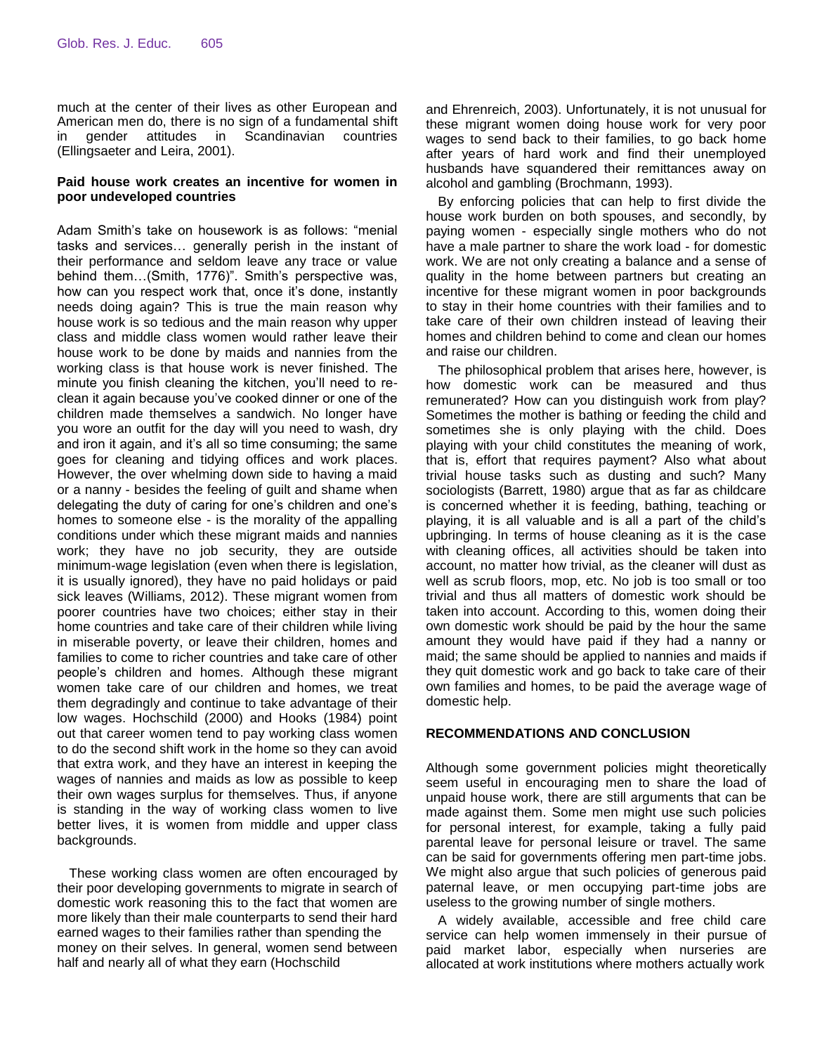much at the center of their lives as other European and American men do, there is no sign of a fundamental shift in gender attitudes in Scandinavian countries (Ellingsaeter and Leira, 2001).

**Paid house work creates an incentive for women in poor undeveloped countries**

Adam Smith's take on housework is as follows: "menial tasks and services… generally perish in the instant of their performance and seldom leave any trace or value behind them…(Smith, 1776)". Smith's perspective was, how can you respect work that, once it's done, instantly needs doing again? This is true the main reason why house work is so tedious and the main reason why upper class and middle class women would rather leave their house work to be done by maids and nannies from the working class is that house work is never finished. The minute you finish cleaning the kitchen, you'll need to re-clean it again because you've cooked dinner or one of the children made themselves a sandwich. No longer have you wore an outfit for the day will you need to wash, dry and iron it again, and it's all so time consuming; the same goes for cleaning and tidying offices and work places. However, the over whelming down side to having a maid or a nanny - besides the feeling of guilt and shame when delegating the duty of caring for one's children and one's homes to someone else - is the morality of the appalling conditions under which these migrant maids and nannies work; they have no job security, they are outside minimum-wage legislation (even when there is legislation, it is usually ignored), they have no paid holidays or paid sick leaves (Williams, 2012). These migrant women from poorer countries have two choices; either stay in their home countries and take care of their children while living in miserable poverty, or leave their children, homes and families to come to richer countries and take care of other people's children and homes. Although these migrant women take care of our children and homes, we treat them degradingly and continue to take advantage of their low wages. Hochschild (2000) and Hooks (1984) point out that career women tend to pay working class women to do the second shift work in the home so they can avoid that extra work, and they have an interest in keeping the wages of nannies and maids as low as possible to keep their own wages surplus for themselves. Thus, if anyone is standing in the way of working class women to live better lives, it is women from middle and upper class backgrounds.

These working class women are often encouraged by their poor developing governments to migrate in search of domestic work reasoning this to the fact that women are more likely than their male counterparts to send their hard earned wages to their families rather than spending the money on their selves. In general, women send between half and nearly all of what they earn (Hochschild and Ehrenreich, 2003). Unfortunately, it is not unusual for these migrant women doing house work for very poor wages to send back to their families, to go back home after years of hard work and find their unemployed husbands have squandered their remittances away on alcohol and gambling (Brochmann, 1993).

By enforcing policies that can help to first divide the house work burden on both spouses, and secondly, by paying women - especially single mothers who do not have a male partner to share the work load - for domestic work. We are not only creating a balance and a sense of quality in the home between partners but creating an incentive for these migrant women in poor backgrounds to stay in their home countries with their families and to take care of their own children instead of leaving their homes and children behind to come and clean our homes and raise our children.

The philosophical problem that arises here, however, is how domestic work can be measured and thus remunerated? How can you distinguish work from play? Sometimes the mother is bathing or feeding the child and sometimes she is only playing with the child. Does playing with your child constitutes the meaning of work, that is, effort that requires payment? Also what about trivial house tasks such as dusting and such? Many sociologists (Barrett, 1980) argue that as far as childcare is concerned whether it is feeding, bathing, teaching or playing, it is all valuable and is all a part of the child's upbringing. In terms of house cleaning as it is the case with cleaning offices, all activities should be taken into account, no matter how trivial, as the cleaner will dust as well as scrub floors, mop, etc. No job is too small or too trivial and thus all matters of domestic work should be taken into account. According to this, women doing their own domestic work should be paid by the hour the same amount they would have paid if they had a nanny or maid; the same should be applied to nannies and maids if they quit domestic work and go back to take care of their own families and homes, to be paid the average wage of domestic help.

## RECOMMENDATIONS AND CONCLUSION

Although some government policies might theoretically seem useful in encouraging men to share the load of unpaid house work, there are still arguments that can be made against them. Some men might use such policies for personal interest, for example, taking a fully paid parental leave for personal leisure or travel. The same can be said for governments offering men part-time jobs. We might also argue that such policies of generous paid paternal leave, or men occupying part-time jobs are useless to the growing number of single mothers.

A widely available, accessible and free child care service can help women immensely in their pursue of paid market labor, especially when nurseries are allocated at work institutions where mothers actually work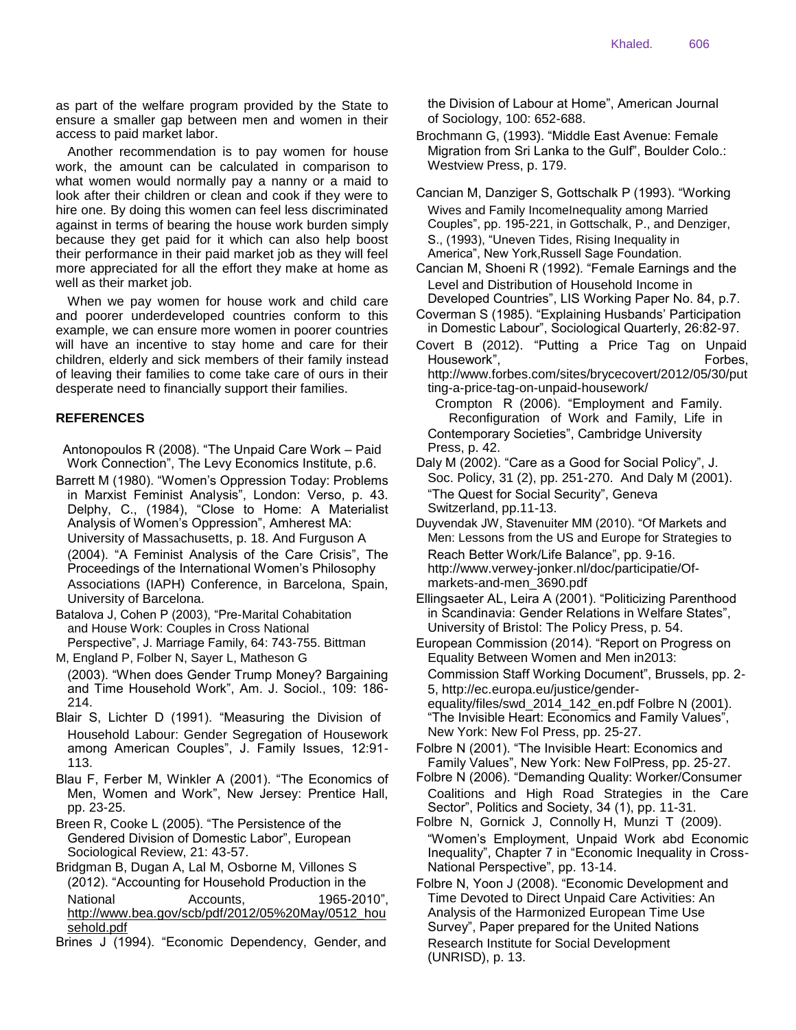as part of the welfare program provided by the State to ensure a smaller gap between men and women in their access to paid market labor.

Another recommendation is to pay women for house work, the amount can be calculated in comparison to what women would normally pay a nanny or a maid to look after their children or clean and cook if they were to hire one. By doing this women can feel less discriminated against in terms of bearing the house work burden simply because they get paid for it which can also help boost their performance in their paid market job as they will feel more appreciated for all the effort they make at home as well as their market job.

When we pay women for house work and child care and poorer underdeveloped countries conform to this example, we can ensure more women in poorer countries will have an incentive to stay home and care for their children, elderly and sick members of their family instead of leaving their families to come take care of ours in their desperate need to financially support their families.

## REFERENCES

Antonopoulos R (2008). “The Unpaid Care Work – Paid Work Connection”, The Levy Economics Institute, p.6.

Barrett M (1980). “Women’s Oppression Today: Problems in Marxist Feminist Analysis”, London: Verso, p. 43. Delphy, C., (1984), “Close to Home: A Materialist Analysis of Women’s Oppression”, Amherest MA: University of Massachusetts, p. 18. And Furguson A (2004). “A Feminist Analysis of the Care Crisis”, The Proceedings of the International Women’s Philosophy Associations (IAPH) Conference, in Barcelona, Spain, University of Barcelona.

Batalova J, Cohen P (2003), “Pre-Marital Cohabitation and House Work: Couples in Cross National Perspective”, J. Marriage Family, 64: 743-755. Bittman M, England P, Folber N, Sayer L, Matheson G (2003). “When does Gender Trump Money? Bargaining and Time Household Work”, Am. J. Sociol., 109: 186-214.

Blair S, Lichter D (1991). “Measuring the Division of Household Labour: Gender Segregation of Housework among American Couples”, J. Family Issues, 12:91-113.

Blau F, Ferber M, Winkler A (2001). “The Economics of Men, Women and Work”, New Jersey: Prentice Hall, pp. 23-25.

Breen R, Cooke L (2005). “The Persistence of the Gendered Division of Domestic Labor”, European Sociological Review, 21: 43-57.

Bridgman B, Dugan A, Lal M, Osborne M, Villones S (2012). “Accounting for Household Production in the National Accounts, 1965-2010”, http://www.bea.gov/scb/pdf/2012/05%20May/0512_household.pdf

Brines J (1994). “Economic Dependency, Gender, and the Division of Labour at Home”, American Journal of Sociology, 100: 652-688.

Brochmann G, (1993). “Middle East Avenue: Female Migration from Sri Lanka to the Gulf”, Boulder Colo.: Westview Press, p. 179.

Cancian M, Danziger S, Gottschalk P (1993). “Working Wives and Family IncomeInequality among Married Couples”, pp. 195-221, in Gottschalk, P., and Denziger, S., (1993), “Uneven Tides, Rising Inequality in America”, New York,Russell Sage Foundation.

Cancian M, Shoeni R (1992). “Female Earnings and the Level and Distribution of Household Income in Developed Countries”, LIS Working Paper No. 84, p.7.

Coverman S (1985). “Explaining Husbands’ Participation in Domestic Labour”, Sociological Quarterly, 26:82-97.

Covert B (2012). “Putting a Price Tag on Unpaid Housework”, Forbes, http://www.forbes.com/sites/brycecovert/2012/05/30/putting-a-price-tag-on-unpaid-housework/

Crompton R (2006). “Employment and Family. Reconfiguration of Work and Family, Life in Contemporary Societies”, Cambridge University Press, p. 42.

Daly M (2002). “Care as a Good for Social Policy”, J. Soc. Policy, 31 (2), pp. 251-270. And Daly M (2001). “The Quest for Social Security”, Geneva Switzerland, pp.11-13.

Duyvendak JW, Stavenuiter MM (2010). “Of Markets and Men: Lessons from the US and Europe for Strategies to Reach Better Work/Life Balance”, pp. 9-16. http://www.verwey-jonker.nl/doc/participatie/Of-markets-and-men_3690.pdf

Ellingsaeter AL, Leira A (2001). “Politicizing Parenthood in Scandinavia: Gender Relations in Welfare States”, University of Bristol: The Policy Press, p. 54.

European Commission (2014). “Report on Progress on Equality Between Women and Men in2013: Commission Staff Working Document”, Brussels, pp. 2-5, http://ec.europa.eu/justice/gender-equality/files/swd_2014_142_en.pdf Folbre N (2001). “The Invisible Heart: Economics and Family Values”, New York: New Fol Press, pp. 25-27.

Folbre N (2001). “The Invisible Heart: Economics and Family Values”, New York: New FolPress, pp. 25-27.

Folbre N (2006). “Demanding Quality: Worker/Consumer Coalitions and High Road Strategies in the Care Sector”, Politics and Society, 34 (1), pp. 11-31.

Folbre N, Gornick J, Connolly H, Munzi T (2009). “Women’s Employment, Unpaid Work abd Economic Inequality”, Chapter 7 in “Economic Inequality in Cross-National Perspective”, pp. 13-14.

Folbre N, Yoon J (2008). “Economic Development and Time Devoted to Direct Unpaid Care Activities: An Analysis of the Harmonized European Time Use Survey”, Paper prepared for the United Nations Research Institute for Social Development (UNRISD), p. 13.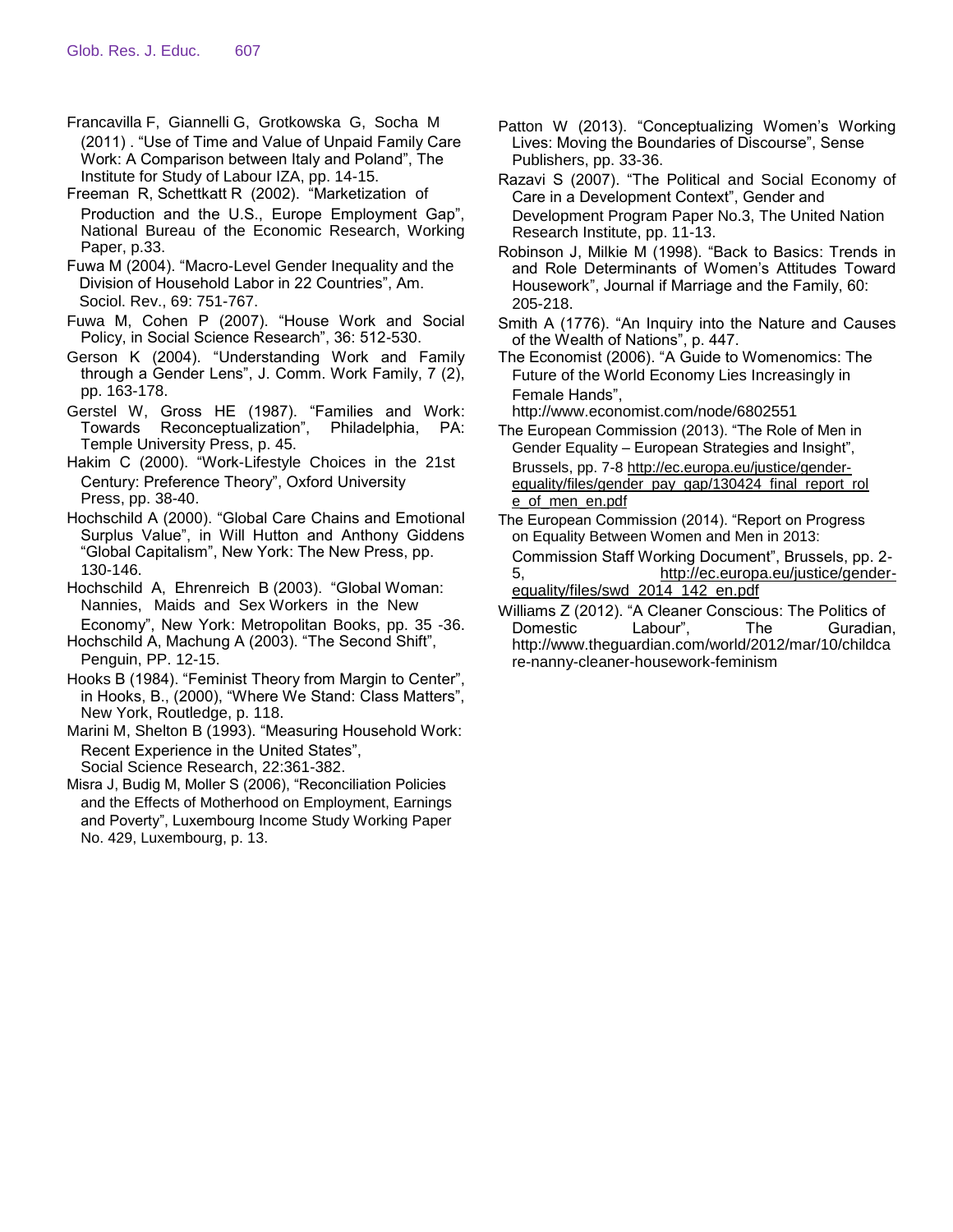Francavilla F, Giannelli G, Grotkowska G, Socha M (2011) . "Use of Time and Value of Unpaid Family Care Work: A Comparison between Italy and Poland", The Institute for Study of Labour IZA, pp. 14-15.

Freeman R, Schettkatt R (2002). "Marketization of Production and the U.S., Europe Employment Gap", National Bureau of the Economic Research, Working Paper, p.33.

Fuwa M (2004). "Macro-Level Gender Inequality and the Division of Household Labor in 22 Countries", Am. Sociol. Rev., 69: 751-767.

Fuwa M, Cohen P (2007). "House Work and Social Policy, in Social Science Research", 36: 512-530.

Gerson K (2004). "Understanding Work and Family through a Gender Lens", J. Comm. Work Family, 7 (2), pp. 163-178.

Gerstel W, Gross HE (1987). "Families and Work: Towards Reconceptualization", Philadelphia, PA: Temple University Press, p. 45.

Hakim C (2000). "Work-Lifestyle Choices in the 21st Century: Preference Theory", Oxford University Press, pp. 38-40.

Hochschild A (2000). "Global Care Chains and Emotional Surplus Value", in Will Hutton and Anthony Giddens "Global Capitalism", New York: The New Press, pp. 130-146.

Hochschild A, Ehrenreich B (2003). "Global Woman: Nannies, Maids and Sex Workers in the New Economy", New York: Metropolitan Books, pp. 35 -36.

Hochschild A, Machung A (2003). "The Second Shift", Penguin, PP. 12-15.

Hooks B (1984). "Feminist Theory from Margin to Center", in Hooks, B., (2000), "Where We Stand: Class Matters", New York, Routledge, p. 118.

Marini M, Shelton B (1993). "Measuring Household Work: Recent Experience in the United States", Social Science Research, 22:361-382.

Misra J, Budig M, Moller S (2006), "Reconciliation Policies and the Effects of Motherhood on Employment, Earnings and Poverty", Luxembourg Income Study Working Paper No. 429, Luxembourg, p. 13.

Patton W (2013). "Conceptualizing Women's Working Lives: Moving the Boundaries of Discourse", Sense Publishers, pp. 33-36.

Razavi S (2007). "The Political and Social Economy of Care in a Development Context", Gender and Development Program Paper No.3, The United Nation Research Institute, pp. 11-13.

Robinson J, Milkie M (1998). "Back to Basics: Trends in and Role Determinants of Women's Attitudes Toward Housework", Journal if Marriage and the Family, 60: 205-218.

Smith A (1776). "An Inquiry into the Nature and Causes of the Wealth of Nations", p. 447.

The Economist (2006). "A Guide to Womenomics: The Future of the World Economy Lies Increasingly in Female Hands", http://www.economist.com/node/6802551

The European Commission (2013). "The Role of Men in Gender Equality – European Strategies and Insight", Brussels, pp. 7-8 http://ec.europa.eu/justice/gender-equality/files/gender_pay_gap/130424_final_report_role_of_men_en.pdf

The European Commission (2014). "Report on Progress on Equality Between Women and Men in 2013: Commission Staff Working Document", Brussels, pp. 2-5, http://ec.europa.eu/justice/gender-equality/files/swd_2014_142_en.pdf

Williams Z (2012). "A Cleaner Conscious: The Politics of Domestic Labour", The Guradian, http://www.theguardian.com/world/2012/mar/10/childcare-nanny-cleaner-housework-feminism